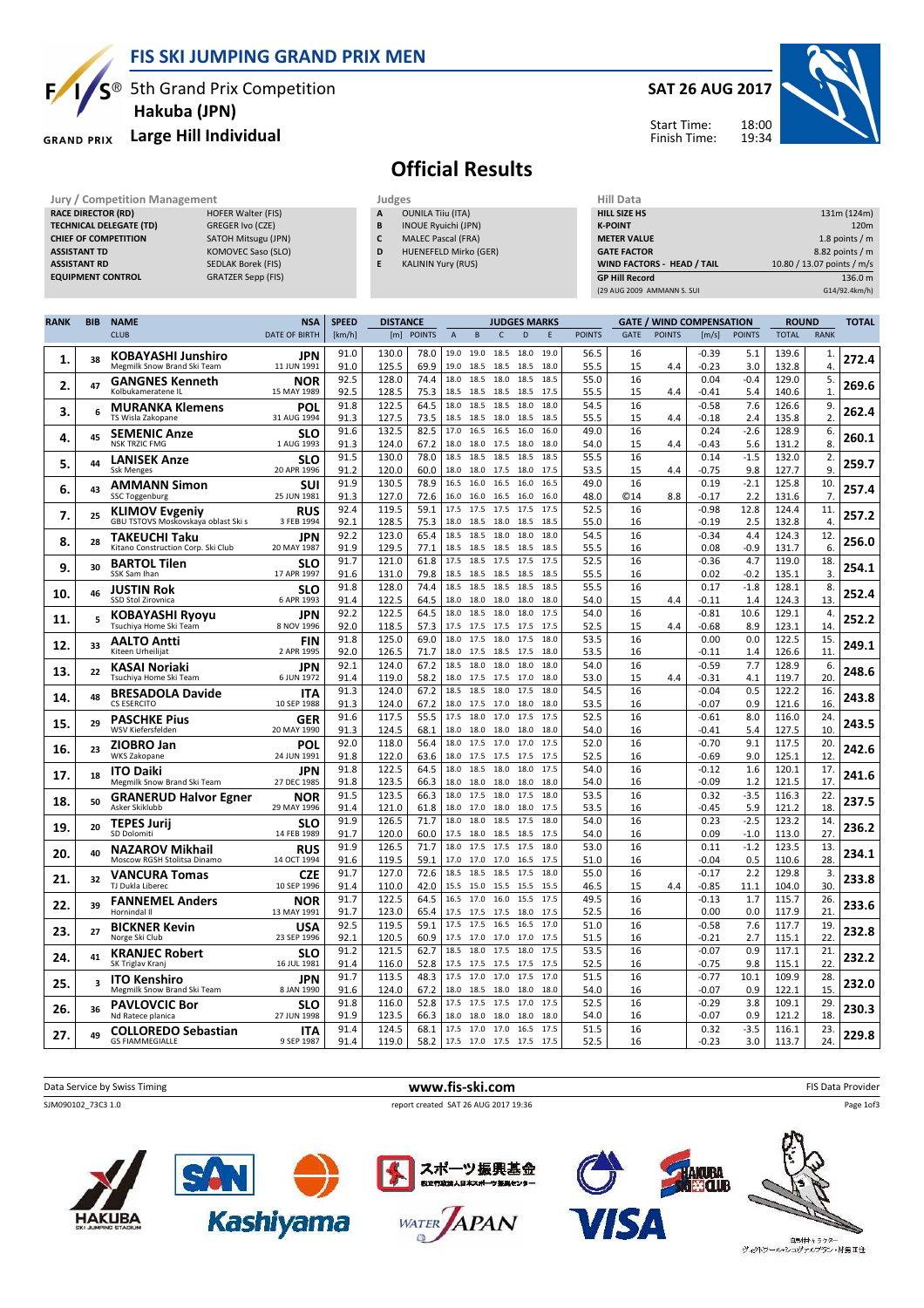# FIS SKI JUMPING GRAND PRIX MEN

## 5th Grand Prix Competition
## Hakuba (JPN)
## Large Hill Individual

**SAT 26 AUG 2017**

Start Time: 18:00
Finish Time: 19:34

# Official Results

| Jury / Competition Management | |
|---|---|
| RACE DIRECTOR (RD) | HOFER Walter (FIS) |
| TECHNICAL DELEGATE (TD) | GREGER Ivo (CZE) |
| CHIEF OF COMPETITION | SATOH Mitsugu (JPN) |
| ASSISTANT TD | KOMOVEC Saso (SLO) |
| ASSISTANT RD | SEDLAK Borek (FIS) |
| EQUIPMENT CONTROL | GRATZER Sepp (FIS) |

| Judges | |
|---|---|
| A | OUNILA Tiiu (ITA) |
| B | INOUE Ryuichi (JPN) |
| C | MALEC Pascal (FRA) |
| D | HUENEFELD Mirko (GER) |
| E | KALININ Yury (RUS) |

| Hill Data | |
|---|---|
| HILL SIZE HS | 131m (124m) |
| K-POINT | 120m |
| METER VALUE | 1.8 points / m |
| GATE FACTOR | 8.82 points / m |
| WIND FACTORS - HEAD / TAIL | 10.80 / 13.07 points / m/s |
| GP Hill Record | 136.0 m |
| (29 AUG 2009 AMMANN S. SUI | G14/92.4km/h) |

| RANK | BIB | NAME / CLUB | NSA / DATE OF BIRTH | SPEED [km/h] | DISTANCE [m] | DISTANCE POINTS | A | B | C | D | E | JUDGES POINTS | GATE | GATE POINTS | WIND [m/s] | WIND POINTS | ROUND TOTAL | ROUND RANK | TOTAL |
|---|---|---|---|---|---|---|---|---|---|---|---|---|---|---|---|---|---|---|---|
| 1. | 38 | KOBAYASHI Junshiro | JPN | 91.0 | 130.0 | 78.0 | 19.0 | 19.0 | 18.5 | 18.0 | 19.0 | 56.5 | 16 | | -0.39 | 5.1 | 139.6 | 1. | 272.4 |
| | | Megmilk Snow Brand Ski Team | 11 JUN 1991 | 91.0 | 125.5 | 69.9 | 19.0 | 18.5 | 18.5 | 18.5 | 18.0 | 55.5 | 15 | 4.4 | -0.23 | 3.0 | 132.8 | 4. | |
| 2. | 47 | GANGNES Kenneth | NOR | 92.5 | 128.0 | 74.4 | 18.0 | 18.5 | 18.0 | 18.5 | 18.5 | 55.0 | 16 | | 0.04 | -0.4 | 129.0 | 5. | 269.6 |
| | | Kolbukameratene IL | 15 MAY 1989 | 92.5 | 128.5 | 75.3 | 18.5 | 18.5 | 18.0 | 18.5 | 18.5 | 55.5 | 15 | 4.4 | -0.41 | 5.4 | 140.6 | 1. | |
| 3. | 6 | MURANKA Klemens | POL | 91.8 | 122.5 | 64.5 | 18.0 | 18.5 | 18.5 | 18.0 | 18.0 | 54.5 | 16 | | -0.58 | 7.6 | 126.6 | 9. | 262.4 |
| | | TS Wisla Zakopane | 31 AUG 1994 | 91.3 | 127.5 | 73.5 | 18.5 | 18.5 | 18.5 | 18.5 | 18.5 | 55.5 | 15 | 4.4 | -0.18 | 2.4 | 135.8 | 2. | |
| 4. | 45 | SEMENIC Anze | SLO | 91.6 | 132.5 | 82.5 | 17.0 | 16.5 | 16.5 | 16.0 | 16.0 | 49.0 | 16 | | 0.24 | -2.6 | 128.9 | 6. | 260.1 |
| | | NSK TRZIC FMG | 1 AUG 1993 | 91.3 | 124.0 | 67.2 | 18.0 | 18.0 | 17.5 | 18.0 | 18.0 | 54.0 | 15 | 4.4 | -0.43 | 5.6 | 131.2 | 8. | |
| 5. | 44 | LANISEK Anze | SLO | 91.5 | 130.0 | 78.0 | 18.5 | 18.5 | 18.5 | 18.5 | 18.5 | 55.5 | 16 | | 0.14 | -1.5 | 132.0 | 2. | 259.7 |
| | | Ssk Menges | 20 APR 1996 | 91.2 | 120.0 | 60.0 | 18.0 | 18.0 | 17.5 | 18.0 | 17.5 | 53.5 | 15 | 4.4 | -0.75 | 9.8 | 127.7 | 9. | |
| 6. | 43 | AMMANN Simon | SUI | 91.9 | 130.5 | 78.9 | 16.5 | 16.0 | 16.5 | 16.0 | 16.5 | 49.0 | 16 | | 0.19 | -2.1 | 125.8 | 10. | 257.4 |
| | | SSC Toggenburg | 25 JUN 1981 | 91.3 | 127.0 | 72.6 | 16.0 | 16.0 | 16.0 | 16.0 | 16.0 | 48.0 | ©14 | 8.8 | -0.17 | 2.2 | 131.6 | 7. | |
| 7. | 25 | KLIMOV Evgeniy | RUS | 92.4 | 119.5 | 59.1 | 17.5 | 17.5 | 17.5 | 17.5 | 17.5 | 52.5 | 16 | | -0.98 | 12.8 | 124.4 | 11. | 257.2 |
| | | GBU TSTOVS Moskovskaya oblast Ski s | 3 FEB 1994 | 92.1 | 128.5 | 75.3 | 18.0 | 18.5 | 18.0 | 18.5 | 18.5 | 55.0 | 16 | | -0.19 | 2.5 | 132.8 | 4. | |
| 8. | 28 | TAKEUCHI Taku | JPN | 92.2 | 123.0 | 65.4 | 18.5 | 18.5 | 18.0 | 18.0 | 18.0 | 54.5 | 16 | | -0.34 | 4.4 | 124.3 | 12. | 256.0 |
| | | Kitano Construction Corp. Ski Club | 20 MAY 1987 | 91.9 | 129.5 | 77.1 | 18.5 | 18.5 | 18.5 | 18.5 | 18.5 | 55.5 | 16 | | 0.08 | -0.9 | 131.7 | 6. | |
| 9. | 30 | BARTOL Tilen | SLO | 91.7 | 121.0 | 61.8 | 17.5 | 18.5 | 17.5 | 17.5 | 17.5 | 52.5 | 16 | | -0.36 | 4.7 | 119.0 | 18. | 254.1 |
| | | SSK Sam Ihan | 17 APR 1997 | 91.6 | 131.0 | 79.8 | 18.5 | 18.5 | 18.5 | 18.5 | 18.5 | 55.5 | 16 | | 0.02 | -0.2 | 135.1 | 3. | |
| 10. | 46 | JUSTIN Rok | SLO | 91.8 | 128.0 | 74.4 | 18.5 | 18.5 | 18.5 | 18.5 | 18.5 | 55.5 | 16 | | 0.17 | -1.8 | 128.1 | 8. | 252.4 |
| | | SSD Stol Zirovnica | 6 APR 1993 | 91.4 | 122.5 | 64.5 | 18.0 | 18.0 | 18.0 | 18.0 | 18.0 | 54.0 | 15 | 4.4 | -0.11 | 1.4 | 124.3 | 13. | |
| 11. | 5 | KOBAYASHI Ryoyu | JPN | 92.2 | 122.5 | 64.5 | 18.0 | 18.5 | 18.0 | 18.0 | 17.5 | 54.0 | 16 | | -0.81 | 10.6 | 129.1 | 4. | 252.2 |
| | | Tsuchiya Home Ski Team | 8 NOV 1996 | 92.0 | 118.5 | 57.3 | 17.5 | 17.5 | 17.5 | 17.5 | 17.5 | 52.5 | 15 | 4.4 | -0.68 | 8.9 | 123.1 | 14. | |
| 12. | 33 | AALTO Antti | FIN | 91.8 | 125.0 | 69.0 | 18.0 | 17.5 | 18.0 | 17.5 | 18.0 | 53.5 | 16 | | 0.00 | 0.0 | 122.5 | 15. | 249.1 |
| | | Kiteen Urheilijat | 2 APR 1995 | 92.0 | 126.5 | 71.7 | 18.0 | 17.5 | 18.5 | 17.5 | 18.0 | 53.5 | 16 | | -0.11 | 1.4 | 126.6 | 11. | |
| 13. | 22 | KASAI Noriaki | JPN | 92.1 | 124.0 | 67.2 | 18.5 | 18.0 | 18.0 | 18.0 | 18.0 | 54.0 | 16 | | -0.59 | 7.7 | 128.9 | 6. | 248.6 |
| | | Tsuchiya Home Ski Team | 6 JUN 1972 | 91.4 | 119.0 | 58.2 | 18.0 | 17.5 | 17.5 | 17.0 | 18.0 | 53.0 | 15 | 4.4 | -0.31 | 4.1 | 119.7 | 20. | |
| 14. | 48 | BRESADOLA Davide | ITA | 91.3 | 124.0 | 67.2 | 18.5 | 18.5 | 18.0 | 17.5 | 18.0 | 54.5 | 16 | | -0.04 | 0.5 | 122.2 | 16. | 243.8 |
| | | CS ESERCITO | 10 SEP 1988 | 91.3 | 124.0 | 67.2 | 18.0 | 17.5 | 17.0 | 18.0 | 18.0 | 53.5 | 16 | | -0.07 | 0.9 | 121.6 | 16. | |
| 15. | 29 | PASCHKE Pius | GER | 91.6 | 117.5 | 55.5 | 17.5 | 18.0 | 17.0 | 17.5 | 17.5 | 52.5 | 16 | | -0.61 | 8.0 | 116.0 | 24. | 243.5 |
| | | WSV Kiefersfelden | 20 MAY 1990 | 91.3 | 124.5 | 68.1 | 18.0 | 18.0 | 18.0 | 18.0 | 18.0 | 54.0 | 16 | | -0.41 | 5.4 | 127.5 | 10. | |
| 16. | 23 | ZIOBRO Jan | POL | 92.0 | 118.0 | 56.4 | 18.0 | 17.5 | 17.0 | 17.0 | 17.5 | 52.0 | 16 | | -0.70 | 9.1 | 117.5 | 20. | 242.6 |
| | | WKS Zakopane | 24 JUN 1991 | 91.8 | 122.0 | 63.6 | 18.0 | 17.5 | 17.5 | 17.5 | 17.5 | 52.5 | 16 | | -0.69 | 9.0 | 125.1 | 12. | |
| 17. | 18 | ITO Daiki | JPN | 91.8 | 122.5 | 64.5 | 18.0 | 18.5 | 18.0 | 18.0 | 17.5 | 54.0 | 16 | | -0.12 | 1.6 | 120.1 | 17. | 241.6 |
| | | Megmilk Snow Brand Ski Team | 27 DEC 1985 | 91.8 | 123.5 | 66.3 | 18.0 | 18.0 | 18.0 | 18.0 | 18.0 | 54.0 | 16 | | -0.09 | 1.2 | 121.5 | 17. | |
| 18. | 50 | GRANERUD Halvor Egner | NOR | 91.5 | 123.5 | 66.3 | 18.0 | 17.5 | 18.0 | 17.5 | 18.0 | 53.5 | 16 | | 0.32 | -3.5 | 116.3 | 22. | 237.5 |
| | | Asker Skiklubb | 29 MAY 1996 | 91.4 | 121.0 | 61.8 | 18.0 | 17.0 | 18.0 | 18.0 | 17.5 | 53.5 | 16 | | -0.45 | 5.9 | 121.2 | 18. | |
| 19. | 20 | TEPES Jurij | SLO | 91.9 | 126.5 | 71.7 | 18.0 | 18.0 | 18.5 | 17.5 | 18.0 | 54.0 | 16 | | 0.23 | -2.5 | 123.2 | 14. | 236.2 |
| | | SD Dolomiti | 14 FEB 1989 | 91.7 | 120.0 | 60.0 | 17.5 | 18.0 | 18.5 | 18.5 | 17.5 | 54.0 | 16 | | 0.09 | -1.0 | 113.0 | 27. | |
| 20. | 40 | NAZAROV Mikhail | RUS | 91.9 | 126.5 | 71.7 | 18.0 | 17.5 | 17.5 | 17.5 | 18.0 | 53.0 | 16 | | 0.11 | -1.2 | 123.5 | 13. | 234.1 |
| | | Moscow RGSH Stolitsa Dinamo | 14 OCT 1994 | 91.6 | 119.5 | 59.1 | 17.0 | 17.0 | 17.0 | 16.5 | 17.5 | 51.0 | 16 | | -0.04 | 0.5 | 110.6 | 28. | |
| 21. | 32 | VANCURA Tomas | CZE | 91.7 | 127.0 | 72.6 | 18.5 | 18.5 | 18.5 | 17.5 | 18.0 | 55.0 | 16 | | -0.17 | 2.2 | 129.8 | 3. | 233.8 |
| | | TJ Dukla Liberec | 10 SEP 1996 | 91.4 | 110.0 | 42.0 | 15.5 | 15.0 | 15.5 | 15.5 | 15.5 | 46.5 | 15 | 4.4 | -0.85 | 11.1 | 104.0 | 30. | |
| 22. | 39 | FANNEMEL Anders | NOR | 91.7 | 122.5 | 64.5 | 16.5 | 17.0 | 16.0 | 15.5 | 17.5 | 49.5 | 16 | | -0.13 | 1.7 | 115.7 | 26. | 233.6 |
| | | Hornindal Il | 13 MAY 1991 | 91.7 | 123.0 | 65.4 | 17.5 | 17.5 | 17.5 | 18.0 | 17.5 | 52.5 | 16 | | 0.00 | 0.0 | 117.9 | 21. | |
| 23. | 27 | BICKNER Kevin | USA | 92.5 | 119.5 | 59.1 | 17.5 | 17.5 | 16.5 | 16.5 | 17.0 | 51.0 | 16 | | -0.58 | 7.6 | 117.7 | 19. | 232.8 |
| | | Norge Ski Club | 23 SEP 1996 | 92.1 | 120.5 | 60.9 | 17.5 | 17.0 | 17.0 | 17.0 | 17.5 | 51.5 | 16 | | -0.21 | 2.7 | 115.1 | 22. | |
| 24. | 41 | KRANJEC Robert | SLO | 91.2 | 121.5 | 62.7 | 18.5 | 18.0 | 17.5 | 18.0 | 17.5 | 53.5 | 16 | | -0.07 | 0.9 | 117.1 | 21. | 232.2 |
| | | SK Triglav Kranj | 16 JUL 1981 | 91.4 | 116.0 | 52.8 | 17.5 | 17.5 | 17.5 | 17.5 | 17.5 | 52.5 | 16 | | -0.75 | 9.8 | 115.1 | 22. | |
| 25. | 3 | ITO Kenshiro | JPN | 91.7 | 113.5 | 48.3 | 17.5 | 17.0 | 17.0 | 17.5 | 17.0 | 51.5 | 16 | | -0.77 | 10.1 | 109.9 | 28. | 232.0 |
| | | Megmilk Snow Brand Ski Team | 8 JAN 1990 | 91.6 | 124.0 | 67.2 | 18.0 | 18.5 | 18.0 | 18.0 | 18.0 | 54.0 | 16 | | -0.07 | 0.9 | 122.1 | 15. | |
| 26. | 36 | PAVLOVCIC Bor | SLO | 91.8 | 116.0 | 52.8 | 17.5 | 17.5 | 17.5 | 17.0 | 17.5 | 52.5 | 16 | | -0.29 | 3.8 | 109.1 | 29. | 230.3 |
| | | Nd Ratece planica | 27 JUN 1998 | 91.9 | 123.5 | 66.3 | 18.0 | 18.0 | 18.0 | 18.0 | 18.0 | 54.0 | 16 | | -0.07 | 0.9 | 121.2 | 18. | |
| 27. | 49 | COLLOREDO Sebastian | ITA | 91.4 | 124.5 | 68.1 | 17.5 | 17.0 | 17.0 | 16.5 | 17.5 | 51.5 | 16 | | 0.32 | -3.5 | 116.1 | 23. | 229.8 |
| | | GS FIAMMEGIALLE | 9 SEP 1987 | 91.4 | 119.0 | 58.2 | 17.5 | 17.0 | 17.5 | 17.5 | 17.5 | 52.5 | 16 | | -0.23 | 3.0 | 113.7 | 24. | |

Data Service by Swiss Timing — www.fis-ski.com — FIS Data Provider

SJM090102_73C3 1.0 — report created SAT 26 AUG 2017 19:36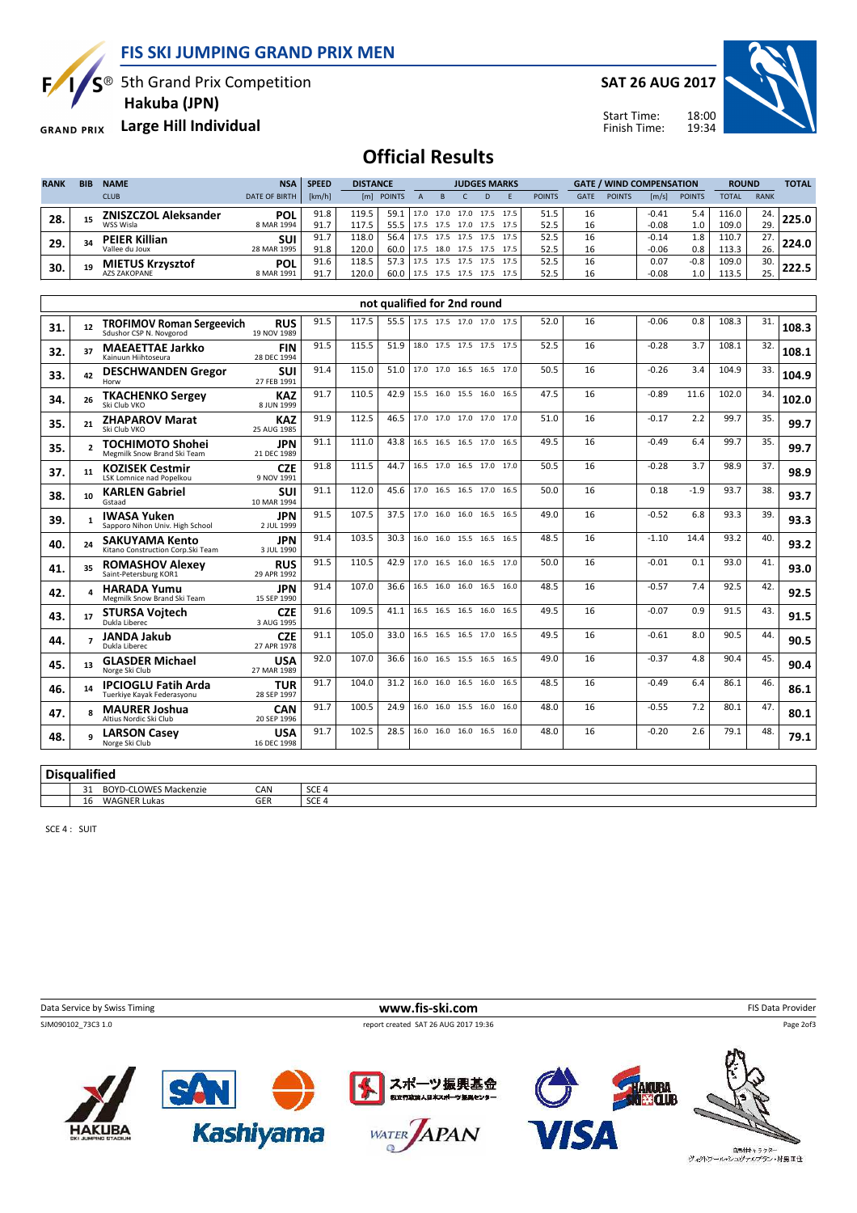# FIS SKI JUMPING GRAND PRIX MEN

5th Grand Prix Competition
**Hakuba (JPN)**
**Large Hill Individual**

**SAT 26 AUG 2017**

Start Time: 18:00
Finish Time: 19:34

## Official Results

| RANK | BIB | NAME / CLUB | NSA / DATE OF BIRTH | SPEED [km/h] | DISTANCE [m] | DISTANCE POINTS | A | B | C | D | E | JUDGES POINTS | GATE | GATE POINTS | WIND [m/s] | WIND POINTS | ROUND TOTAL | ROUND RANK | TOTAL |
|---|---|---|---|---|---|---|---|---|---|---|---|---|---|---|---|---|---|---|---|
| 28. | 15 | **ZNISZCZOL Aleksander** WSS Wisla | **POL** 8 MAR 1994 | 91.8 | 119.5 | 59.1 | 17.0 | 17.0 | 17.0 | 17.5 | 17.5 | 51.5 | 16 | | -0.41 | 5.4 | 116.0 | 24. | **225.0** |
| | | | | 91.7 | 117.5 | 55.5 | 17.5 | 17.5 | 17.0 | 17.5 | 17.5 | 52.5 | 16 | | -0.08 | 1.0 | 109.0 | 29. | |
| 29. | 34 | **PEIER Killian** Vallee du Joux | **SUI** 28 MAR 1995 | 91.7 | 118.0 | 56.4 | 17.5 | 17.5 | 17.5 | 17.5 | 17.5 | 52.5 | 16 | | -0.14 | 1.8 | 110.7 | 27. | **224.0** |
| | | | | 91.8 | 120.0 | 60.0 | 17.5 | 18.0 | 17.5 | 17.5 | 17.5 | 52.5 | 16 | | -0.06 | 0.8 | 113.3 | 26. | |
| 30. | 19 | **MIETUS Krzysztof** AZS ZAKOPANE | **POL** 8 MAR 1991 | 91.6 | 118.5 | 57.3 | 17.5 | 17.5 | 17.5 | 17.5 | 17.5 | 52.5 | 16 | | 0.07 | -0.8 | 109.0 | 30. | **222.5** |
| | | | | 91.7 | 120.0 | 60.0 | 17.5 | 17.5 | 17.5 | 17.5 | 17.5 | 52.5 | 16 | | -0.08 | 1.0 | 113.5 | 25. | |

### not qualified for 2nd round

| RANK | BIB | NAME / CLUB | NSA / DATE OF BIRTH | SPEED [km/h] | DISTANCE [m] | DISTANCE POINTS | A | B | C | D | E | JUDGES POINTS | GATE | GATE POINTS | WIND [m/s] | WIND POINTS | ROUND TOTAL | ROUND RANK | TOTAL |
|---|---|---|---|---|---|---|---|---|---|---|---|---|---|---|---|---|---|---|---|
| 31. | 12 | **TROFIMOV Roman Sergeevich** Sdushor CSP N. Novgorod | **RUS** 19 NOV 1989 | 91.5 | 117.5 | 55.5 | 17.5 | 17.5 | 17.0 | 17.0 | 17.5 | 52.0 | 16 | | -0.06 | 0.8 | 108.3 | 31. | **108.3** |
| 32. | 37 | **MAEAETTAE Jarkko** Kainuun Hiihtoseura | **FIN** 28 DEC 1994 | 91.5 | 115.5 | 51.9 | 18.0 | 17.5 | 17.5 | 17.5 | 17.5 | 52.5 | 16 | | -0.28 | 3.7 | 108.1 | 32. | **108.1** |
| 33. | 42 | **DESCHWANDEN Gregor** Horw | **SUI** 27 FEB 1991 | 91.4 | 115.0 | 51.0 | 17.0 | 17.0 | 16.5 | 16.5 | 17.0 | 50.5 | 16 | | -0.26 | 3.4 | 104.9 | 33. | **104.9** |
| 34. | 26 | **TKACHENKO Sergey** Ski Club VKO | **KAZ** 8 JUN 1999 | 91.7 | 110.5 | 42.9 | 15.5 | 16.0 | 15.5 | 16.0 | 16.5 | 47.5 | 16 | | -0.89 | 11.6 | 102.0 | 34. | **102.0** |
| 35. | 21 | **ZHAPAROV Marat** Ski Club VKO | **KAZ** 25 AUG 1985 | 91.9 | 112.5 | 46.5 | 17.0 | 17.0 | 17.0 | 17.0 | 17.0 | 51.0 | 16 | | -0.17 | 2.2 | 99.7 | 35. | **99.7** |
| 35. | 2 | **TOCHIMOTO Shohei** Megmilk Snow Brand Ski Team | **JPN** 21 DEC 1989 | 91.1 | 111.0 | 43.8 | 16.5 | 16.5 | 16.5 | 17.0 | 16.5 | 49.5 | 16 | | -0.49 | 6.4 | 99.7 | 35. | **99.7** |
| 37. | 11 | **KOZISEK Cestmir** LSK Lomnice nad Popelkou | **CZE** 9 NOV 1991 | 91.8 | 111.5 | 44.7 | 16.5 | 17.0 | 16.5 | 17.0 | 17.0 | 50.5 | 16 | | -0.28 | 3.7 | 98.9 | 37. | **98.9** |
| 38. | 10 | **KARLEN Gabriel** Gstaad | **SUI** 10 MAR 1994 | 91.1 | 112.0 | 45.6 | 17.0 | 16.5 | 16.5 | 17.0 | 16.5 | 50.0 | 16 | | 0.18 | -1.9 | 93.7 | 38. | **93.7** |
| 39. | 1 | **IWASA Yuken** Sapporo Nihon Univ. High School | **JPN** 2 JUL 1999 | 91.5 | 107.5 | 37.5 | 17.0 | 16.0 | 16.0 | 16.5 | 16.5 | 49.0 | 16 | | -0.52 | 6.8 | 93.3 | 39. | **93.3** |
| 40. | 24 | **SAKUYAMA Kento** Kitano Construction Corp.Ski Team | **JPN** 3 JUL 1990 | 91.4 | 103.5 | 30.3 | 16.0 | 16.0 | 15.5 | 16.5 | 16.5 | 48.5 | 16 | | -1.10 | 14.4 | 93.2 | 40. | **93.2** |
| 41. | 35 | **ROMASHOV Alexey** Saint-Petersburg KOR1 | **RUS** 29 APR 1992 | 91.5 | 110.5 | 42.9 | 17.0 | 16.5 | 16.0 | 16.5 | 17.0 | 50.0 | 16 | | -0.01 | 0.1 | 93.0 | 41. | **93.0** |
| 42. | 4 | **HARADA Yumu** Megmilk Snow Brand Ski Team | **JPN** 15 SEP 1990 | 91.4 | 107.0 | 36.6 | 16.5 | 16.0 | 16.0 | 16.5 | 16.0 | 48.5 | 16 | | -0.57 | 7.4 | 92.5 | 42. | **92.5** |
| 43. | 17 | **STURSA Vojtech** Dukla Liberec | **CZE** 3 AUG 1995 | 91.6 | 109.5 | 41.1 | 16.5 | 16.5 | 16.5 | 16.0 | 16.5 | 49.5 | 16 | | -0.07 | 0.9 | 91.5 | 43. | **91.5** |
| 44. | 7 | **JANDA Jakub** Dukla Liberec | **CZE** 27 APR 1978 | 91.1 | 105.0 | 33.0 | 16.5 | 16.5 | 16.5 | 17.0 | 16.5 | 49.5 | 16 | | -0.61 | 8.0 | 90.5 | 44. | **90.5** |
| 45. | 13 | **GLASDER Michael** Norge Ski Club | **USA** 27 MAR 1989 | 92.0 | 107.0 | 36.6 | 16.0 | 16.5 | 15.5 | 16.5 | 16.5 | 49.0 | 16 | | -0.37 | 4.8 | 90.4 | 45. | **90.4** |
| 46. | 14 | **IPCIOGLU Fatih Arda** Tuerkiye Kayak Federasyonu | **TUR** 28 SEP 1997 | 91.7 | 104.0 | 31.2 | 16.0 | 16.0 | 16.5 | 16.0 | 16.5 | 48.5 | 16 | | -0.49 | 6.4 | 86.1 | 46. | **86.1** |
| 47. | 8 | **MAURER Joshua** Altius Nordic Ski Club | **CAN** 20 SEP 1996 | 91.7 | 100.5 | 24.9 | 16.0 | 16.0 | 15.5 | 16.0 | 16.0 | 48.0 | 16 | | -0.55 | 7.2 | 80.1 | 47. | **80.1** |
| 48. | 9 | **LARSON Casey** Norge Ski Club | **USA** 16 DEC 1998 | 91.7 | 102.5 | 28.5 | 16.0 | 16.0 | 16.0 | 16.5 | 16.0 | 48.0 | 16 | | -0.20 | 2.6 | 79.1 | 48. | **79.1** |

### Disqualified

| BIB | NAME | NSA | REASON |
|---|---|---|---|
| 31 | BOYD-CLOWES Mackenzie | CAN | SCE 4 |
| 16 | WAGNER Lukas | GER | SCE 4 |

SCE 4 : SUIT

Data Service by Swiss Timing — www.fis-ski.com — FIS Data Provider

SJM090102_73C3 1.0 — report created SAT 26 AUG 2017 19:36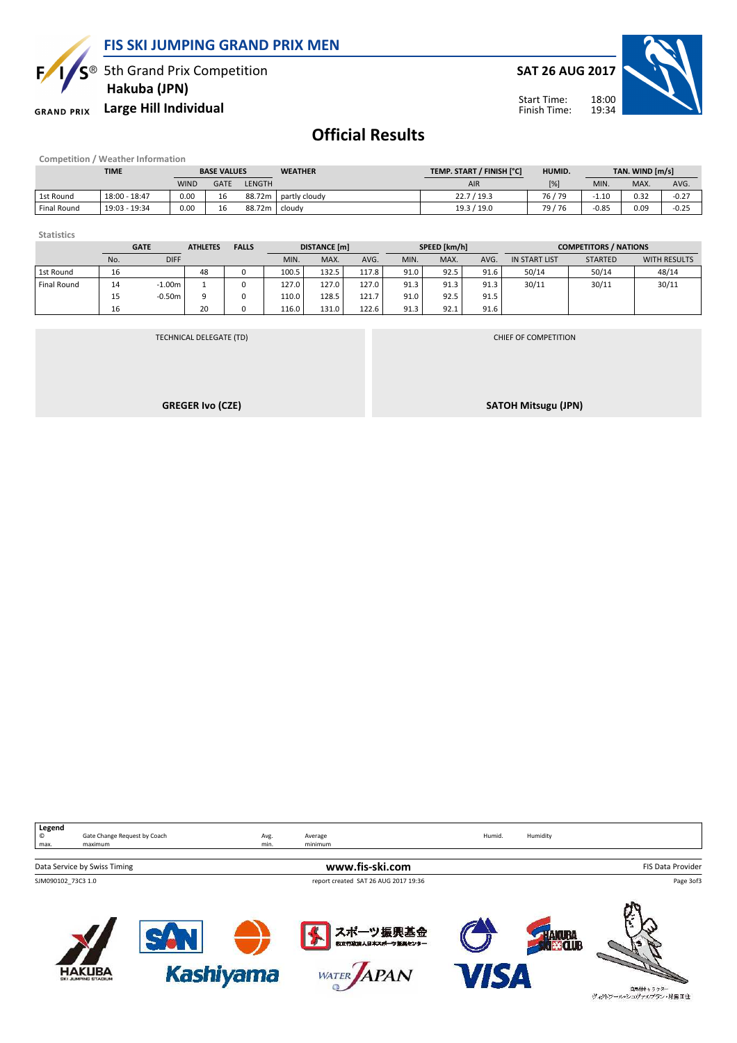# FIS SKI JUMPING GRAND PRIX MEN

5th Grand Prix Competition
**Hakuba (JPN)**
**Large Hill Individual**

**SAT 26 AUG 2017**

Start Time: 18:00
Finish Time: 19:34

## Official Results

**Competition / Weather Information**

| | TIME | BASE VALUES | | | WEATHER | TEMP. START / FINISH [°C] | HUMID. | TAN. WIND [m/s] | | |
|---|---|---|---|---|---|---|---|---|---|---|
| | | WIND | GATE | LENGTH | | AIR | [%] | MIN. | MAX. | AVG. |
| 1st Round | 18:00 - 18:47 | 0.00 | 16 | 88.72m | partly cloudy | 22.7 / 19.3 | 76 / 79 | -1.10 | 0.32 | -0.27 |
| Final Round | 19:03 - 19:34 | 0.00 | 16 | 88.72m | cloudy | 19.3 / 19.0 | 79 / 76 | -0.85 | 0.09 | -0.25 |

**Statistics**

| | GATE | | ATHLETES | FALLS | DISTANCE [m] | | | SPEED [km/h] | | | COMPETITORS / NATIONS | | |
|---|---|---|---|---|---|---|---|---|---|---|---|---|---|
| | No. | DIFF | | | MIN. | MAX. | AVG. | MIN. | MAX. | AVG. | IN START LIST | STARTED | WITH RESULTS |
| 1st Round | 16 | | 48 | 0 | 100.5 | 132.5 | 117.8 | 91.0 | 92.5 | 91.6 | 50/14 | 50/14 | 48/14 |
| Final Round | 14 | -1.00m | 1 | 0 | 127.0 | 127.0 | 127.0 | 91.3 | 91.3 | 91.3 | 30/11 | 30/11 | 30/11 |
| | 15 | -0.50m | 9 | 0 | 110.0 | 128.5 | 121.7 | 91.0 | 92.5 | 91.5 | | | |
| | 16 | | 20 | 0 | 116.0 | 131.0 | 122.6 | 91.3 | 92.1 | 91.6 | | | |

| TECHNICAL DELEGATE (TD) | CHIEF OF COMPETITION |
|---|---|
| **GREGER Ivo (CZE)** | **SATOH Mitsugu (JPN)** |

**Legend**

| | | | | | |
|---|---|---|---|---|---|
| © | Gate Change Request by Coach | Avg. | Average | Humid. | Humidity |
| max. | maximum | min. | minimum | | |

Data Service by Swiss Timing — www.fis-ski.com — FIS Data Provider

SJM090102_73C3 1.0 — report created SAT 26 AUG 2017 19:36